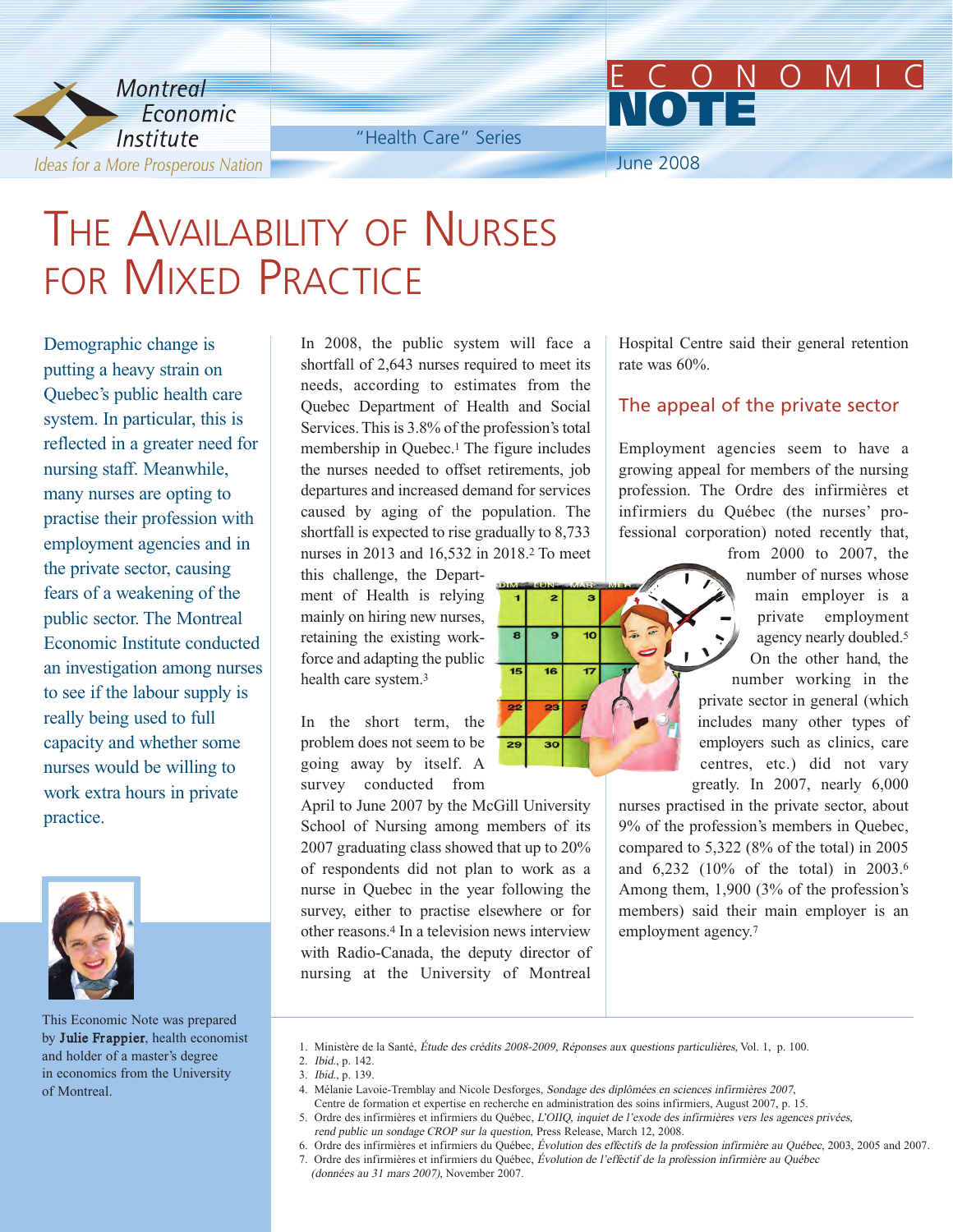Montreal Economic Institute
*Ideas for a More Prosperous Nation*

"Health Care" Series

ECONOMIC NOTE

June 2008

# The Availability of Nurses for Mixed Practice

Demographic change is putting a heavy strain on Quebec's public health care system. In particular, this is reflected in a greater need for nursing staff. Meanwhile, many nurses are opting to practise their profession with employment agencies and in the private sector, causing fears of a weakening of the public sector. The Montreal Economic Institute conducted an investigation among nurses to see if the labour supply is really being used to full capacity and whether some nurses would be willing to work extra hours in private practice.

This Economic Note was prepared by **Julie Frappier**, health economist and holder of a master's degree in economics from the University of Montreal.

In 2008, the public system will face a shortfall of 2,643 nurses required to meet its needs, according to estimates from the Quebec Department of Health and Social Services. This is 3.8% of the profession's total membership in Quebec.[1] The figure includes the nurses needed to offset retirements, job departures and increased demand for services caused by aging of the population. The shortfall is expected to rise gradually to 8,733 nurses in 2013 and 16,532 in 2018.[2] To meet this challenge, the Department of Health is relying mainly on hiring new nurses, retaining the existing workforce and adapting the public health care system.[3]

In the short term, the problem does not seem to be going away by itself. A survey conducted from April to June 2007 by the McGill University School of Nursing among members of its 2007 graduating class showed that up to 20% of respondents did not plan to work as a nurse in Quebec in the year following the survey, either to practise elsewhere or for other reasons.[4] In a television news interview with Radio-Canada, the deputy director of nursing at the University of Montreal Hospital Centre said their general retention rate was 60%.

## The appeal of the private sector

Employment agencies seem to have a growing appeal for members of the nursing profession. The Ordre des infirmières et infirmiers du Québec (the nurses' professional corporation) noted recently that, from 2000 to 2007, the number of nurses whose main employer is a private employment agency nearly doubled.[5] On the other hand, the number working in the private sector in general (which includes many other types of employers such as clinics, care centres, etc.) did not vary greatly. In 2007, nearly 6,000 nurses practised in the private sector, about 9% of the profession's members in Quebec, compared to 5,322 (8% of the total) in 2005 and 6,232 (10% of the total) in 2003.[6] Among them, 1,900 (3% of the profession's members) said their main employer is an employment agency.[7]

---

1. Ministère de la Santé, *Étude des crédits 2008-2009, Réponses aux questions particulières,* Vol. 1, p. 100.
2. *Ibid.*, p. 142.
3. *Ibid.*, p. 139.
4. Mélanie Lavoie-Tremblay and Nicole Desforges, *Sondage des diplômées en sciences infirmières 2007*, Centre de formation et expertise en recherche en administration des soins infirmiers, August 2007, p. 15.
5. Ordre des infirmières et infirmiers du Québec, *L'OIIQ, inquiet de l'exode des infirmières vers les agences privées, rend public un sondage CROP sur la question,* Press Release, March 12, 2008.
6. Ordre des infirmières et infirmiers du Québec, *Évolution des effectifs de la profession infirmière au Québec*, 2003, 2005 and 2007.
7. Ordre des infirmières et infirmiers du Québec, *Évolution de l'effectif de la profession infirmière au Québec (données au 31 mars 2007)*, November 2007.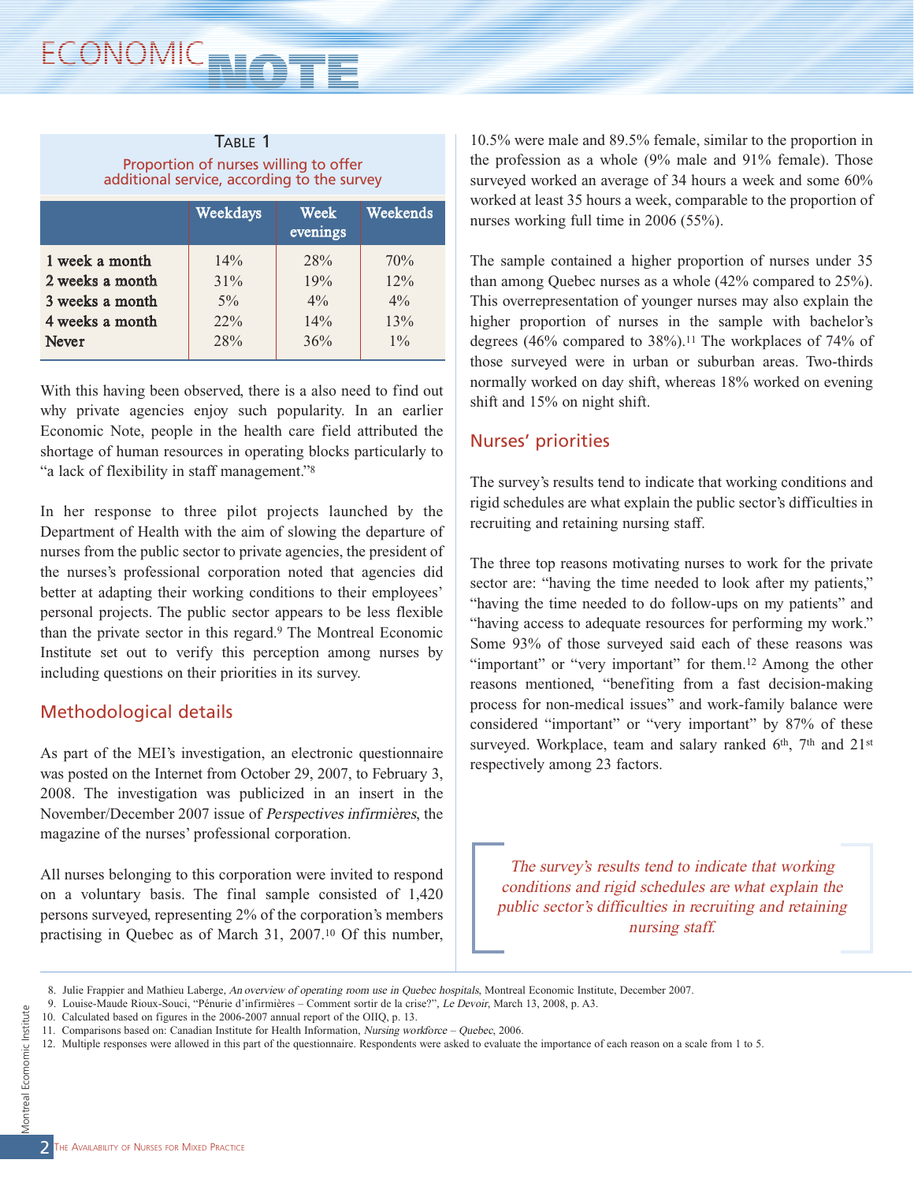**Table 1**
Proportion of nurses willing to offer additional service, according to the survey

|  | Weekdays | Week evenings | Weekends |
|---|---|---|---|
| 1 week a month | 14% | 28% | 70% |
| 2 weeks a month | 31% | 19% | 12% |
| 3 weeks a month | 5% | 4% | 4% |
| 4 weeks a month | 22% | 14% | 13% |
| Never | 28% | 36% | 1% |

With this having been observed, there is a also need to find out why private agencies enjoy such popularity. In an earlier Economic Note, people in the health care field attributed the shortage of human resources in operating blocks particularly to "a lack of flexibility in staff management."[8]

In her response to three pilot projects launched by the Department of Health with the aim of slowing the departure of nurses from the public sector to private agencies, the president of the nurses's professional corporation noted that agencies did better at adapting their working conditions to their employees' personal projects. The public sector appears to be less flexible than the private sector in this regard.[9] The Montreal Economic Institute set out to verify this perception among nurses by including questions on their priorities in its survey.

## Methodological details

As part of the MEI's investigation, an electronic questionnaire was posted on the Internet from October 29, 2007, to February 3, 2008. The investigation was publicized in an insert in the November/December 2007 issue of *Perspectives infirmières*, the magazine of the nurses' professional corporation.

All nurses belonging to this corporation were invited to respond on a voluntary basis. The final sample consisted of 1,420 persons surveyed, representing 2% of the corporation's members practising in Quebec as of March 31, 2007.[10] Of this number, 10.5% were male and 89.5% female, similar to the proportion in the profession as a whole (9% male and 91% female). Those surveyed worked an average of 34 hours a week and some 60% worked at least 35 hours a week, comparable to the proportion of nurses working full time in 2006 (55%).

The sample contained a higher proportion of nurses under 35 than among Quebec nurses as a whole (42% compared to 25%). This overrepresentation of younger nurses may also explain the higher proportion of nurses in the sample with bachelor's degrees (46% compared to 38%).[11] The workplaces of 74% of those surveyed were in urban or suburban areas. Two-thirds normally worked on day shift, whereas 18% worked on evening shift and 15% on night shift.

## Nurses' priorities

The survey's results tend to indicate that working conditions and rigid schedules are what explain the public sector's difficulties in recruiting and retaining nursing staff.

The three top reasons motivating nurses to work for the private sector are: "having the time needed to look after my patients," "having the time needed to do follow-ups on my patients" and "having access to adequate resources for performing my work." Some 93% of those surveyed said each of these reasons was "important" or "very important" for them.[12] Among the other reasons mentioned, "benefiting from a fast decision-making process for non-medical issues" and work-family balance were considered "important" or "very important" by 87% of these surveyed. Workplace, team and salary ranked 6th, 7th and 21st respectively among 23 factors.

> *The survey's results tend to indicate that working conditions and rigid schedules are what explain the public sector's difficulties in recruiting and retaining nursing staff.*

8. Julie Frappier and Mathieu Laberge, *An overview of operating room use in Quebec hospitals*, Montreal Economic Institute, December 2007.
9. Louise-Maude Rioux-Souci, "Pénurie d'infirmières – Comment sortir de la crise?", *Le Devoir*, March 13, 2008, p. A3.
10. Calculated based on figures in the 2006-2007 annual report of the OIIQ, p. 13.
11. Comparisons based on: Canadian Institute for Health Information, *Nursing workforce – Quebec*, 2006.
12. Multiple responses were allowed in this part of the questionnaire. Respondents were asked to evaluate the importance of each reason on a scale from 1 to 5.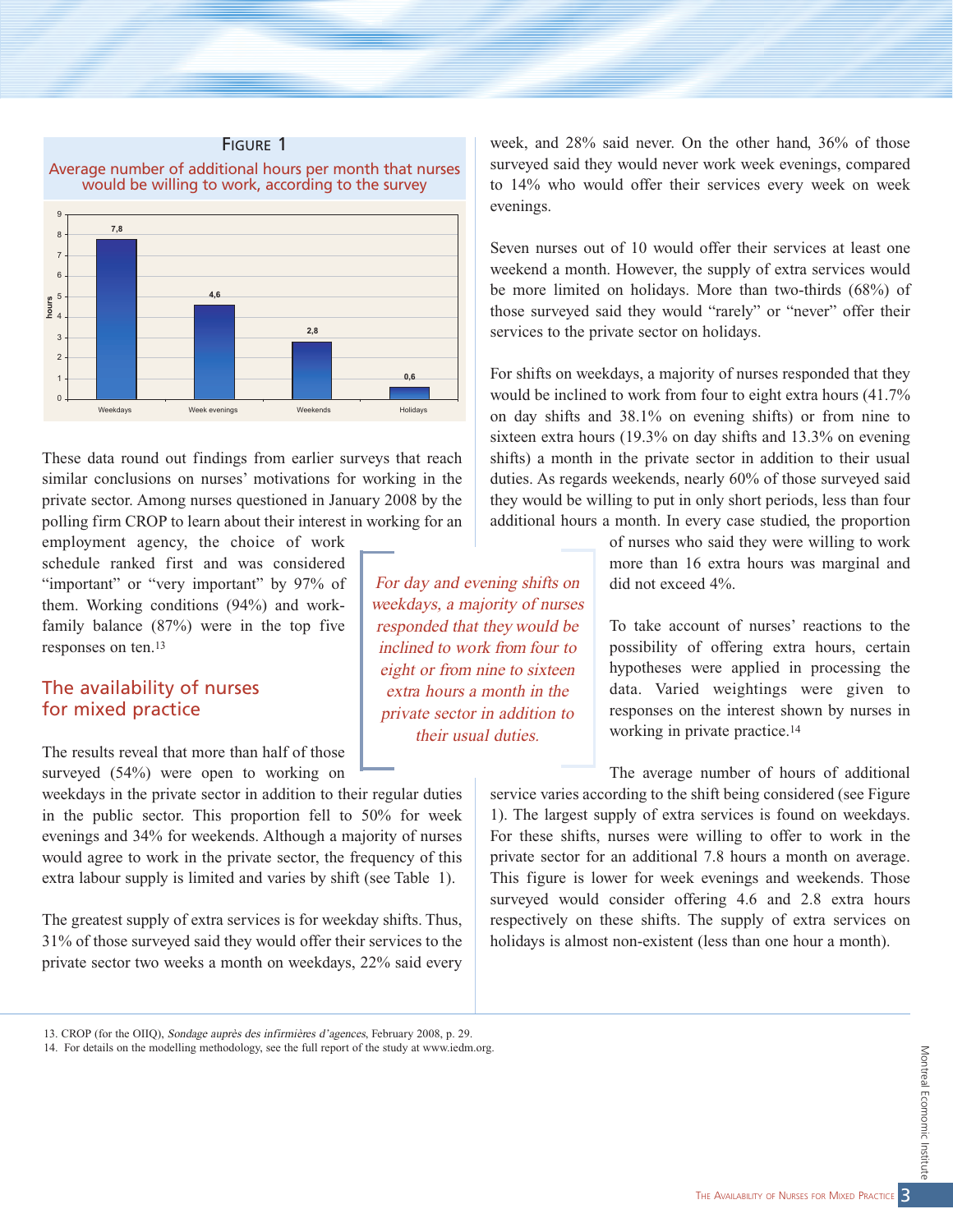**FIGURE 1**

Average number of additional hours per month that nurses would be willing to work, according to the survey

| | Weekdays | Week evenings | Weekends | Holidays |
|---|---|---|---|---|
| hours | 7,8 | 4,6 | 2,8 | 0,6 |

These data round out findings from earlier surveys that reach similar conclusions on nurses' motivations for working in the private sector. Among nurses questioned in January 2008 by the polling firm CROP to learn about their interest in working for an employment agency, the choice of work schedule ranked first and was considered "important" or "very important" by 97% of them. Working conditions (94%) and work-family balance (87%) were in the top five responses on ten.[13]

## The availability of nurses for mixed practice

The results reveal that more than half of those surveyed (54%) were open to working on weekdays in the private sector in addition to their regular duties in the public sector. This proportion fell to 50% for week evenings and 34% for weekends. Although a majority of nurses would agree to work in the private sector, the frequency of this extra labour supply is limited and varies by shift (see Table 1).

The greatest supply of extra services is for weekday shifts. Thus, 31% of those surveyed said they would offer their services to the private sector two weeks a month on weekdays, 22% said every week, and 28% said never. On the other hand, 36% of those surveyed said they would never work week evenings, compared to 14% who would offer their services every week on week evenings.

Seven nurses out of 10 would offer their services at least one weekend a month. However, the supply of extra services would be more limited on holidays. More than two-thirds (68%) of those surveyed said they would "rarely" or "never" offer their services to the private sector on holidays.

For shifts on weekdays, a majority of nurses responded that they would be inclined to work from four to eight extra hours (41.7% on day shifts and 38.1% on evening shifts) or from nine to sixteen extra hours (19.3% on day shifts and 13.3% on evening shifts) a month in the private sector in addition to their usual duties. As regards weekends, nearly 60% of those surveyed said they would be willing to put in only short periods, less than four additional hours a month. In every case studied, the proportion of nurses who said they were willing to work more than 16 extra hours was marginal and did not exceed 4%.

*For day and evening shifts on weekdays, a majority of nurses responded that they would be inclined to work from four to eight or from nine to sixteen extra hours a month in the private sector in addition to their usual duties.*

To take account of nurses' reactions to the possibility of offering extra hours, certain hypotheses were applied in processing the data. Varied weightings were given to responses on the interest shown by nurses in working in private practice.[14]

The average number of hours of additional service varies according to the shift being considered (see Figure 1). The largest supply of extra services is found on weekdays. For these shifts, nurses were willing to offer to work in the private sector for an additional 7.8 hours a month on average. This figure is lower for week evenings and weekends. Those surveyed would consider offering 4.6 and 2.8 extra hours respectively on these shifts. The supply of extra services on holidays is almost non-existent (less than one hour a month).

---

13. CROP (for the OIIQ), *Sondage auprès des infirmières d'agences*, February 2008, p. 29.
14. For details on the modelling methodology, see the full report of the study at www.iedm.org.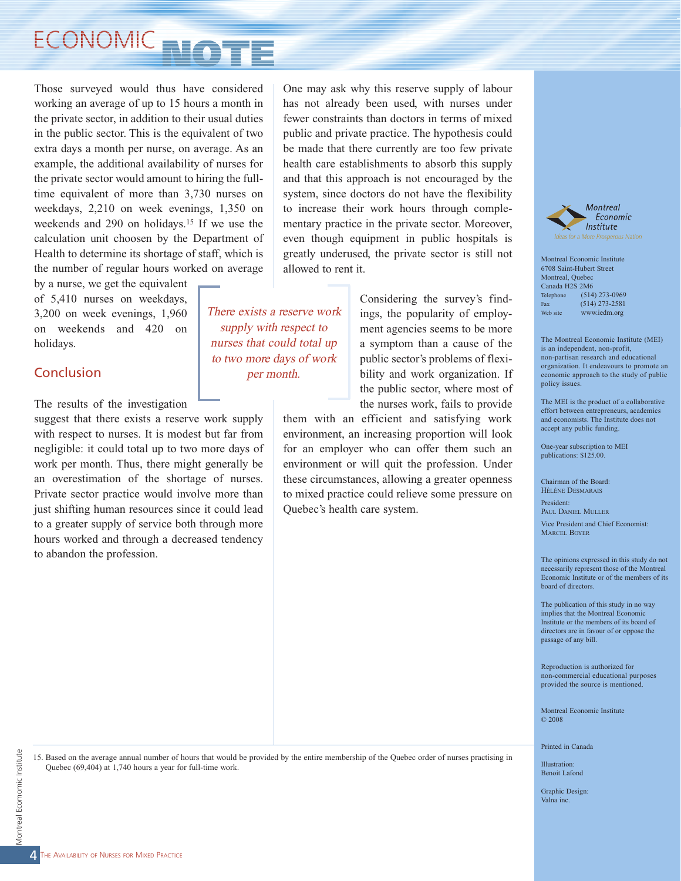Those surveyed would thus have considered working an average of up to 15 hours a month in the private sector, in addition to their usual duties in the public sector. This is the equivalent of two extra days a month per nurse, on average. As an example, the additional availability of nurses for the private sector would amount to hiring the full-time equivalent of more than 3,730 nurses on weekdays, 2,210 on week evenings, 1,350 on weekends and 290 on holidays.[15] If we use the calculation unit choosen by the Department of Health to determine its shortage of staff, which is the number of regular hours worked on average by a nurse, we get the equivalent of 5,410 nurses on weekdays, 3,200 on week evenings, 1,960 on weekends and 420 on holidays.

## Conclusion

The results of the investigation suggest that there exists a reserve work supply with respect to nurses. It is modest but far from negligible: it could total up to two more days of work per month. Thus, there might generally be an overestimation of the shortage of nurses. Private sector practice would involve more than just shifting human resources since it could lead to a greater supply of service both through more hours worked and through a decreased tendency to abandon the profession.

*There exists a reserve work supply with respect to nurses that could total up to two more days of work per month.*

One may ask why this reserve supply of labour has not already been used, with nurses under fewer constraints than doctors in terms of mixed public and private practice. The hypothesis could be made that there currently are too few private health care establishments to absorb this supply and that this approach is not encouraged by the system, since doctors do not have the flexibility to increase their work hours through complementary practice in the private sector. Moreover, even though equipment in public hospitals is greatly underused, the private sector is still not allowed to rent it.

Considering the survey's findings, the popularity of employment agencies seems to be more a symptom than a cause of the public sector's problems of flexibility and work organization. If the public sector, where most of the nurses work, fails to provide them with an efficient and satisfying work environment, an increasing proportion will look for an employer who can offer them such an environment or will quit the profession. Under these circumstances, allowing a greater openness to mixed practice could relieve some pressure on Quebec's health care system.

15. Based on the average annual number of hours that would be provided by the entire membership of the Quebec order of nurses practising in Quebec (69,404) at 1,740 hours a year for full-time work.

Montreal Economic Institute
*Ideas for a More Prosperous Nation*

Montreal Economic Institute
6708 Saint-Hubert Street
Montreal, Quebec
Canada H2S 2M6
Telephone (514) 273-0969
Fax (514) 273-2581
Web site www.iedm.org

The Montreal Economic Institute (MEI) is an independent, non-profit, non-partisan research and educational organization. It endeavours to promote an economic approach to the study of public policy issues.

The MEI is the product of a collaborative effort between entrepreneurs, academics and economists. The Institute does not accept any public funding.

One-year subscription to MEI publications: $125.00.

Chairman of the Board:
Hélène Desmarais

President:
Paul Daniel Muller

Vice President and Chief Economist:
Marcel Boyer

The opinions expressed in this study do not necessarily represent those of the Montreal Economic Institute or of the members of its board of directors.

The publication of this study in no way implies that the Montreal Economic Institute or the members of its board of directors are in favour of or oppose the passage of any bill.

Reproduction is authorized for non-commercial educational purposes provided the source is mentioned.

Montreal Economic Institute
© 2008

Printed in Canada

Illustration:
Benoit Lafond

Graphic Design:
Valna inc.